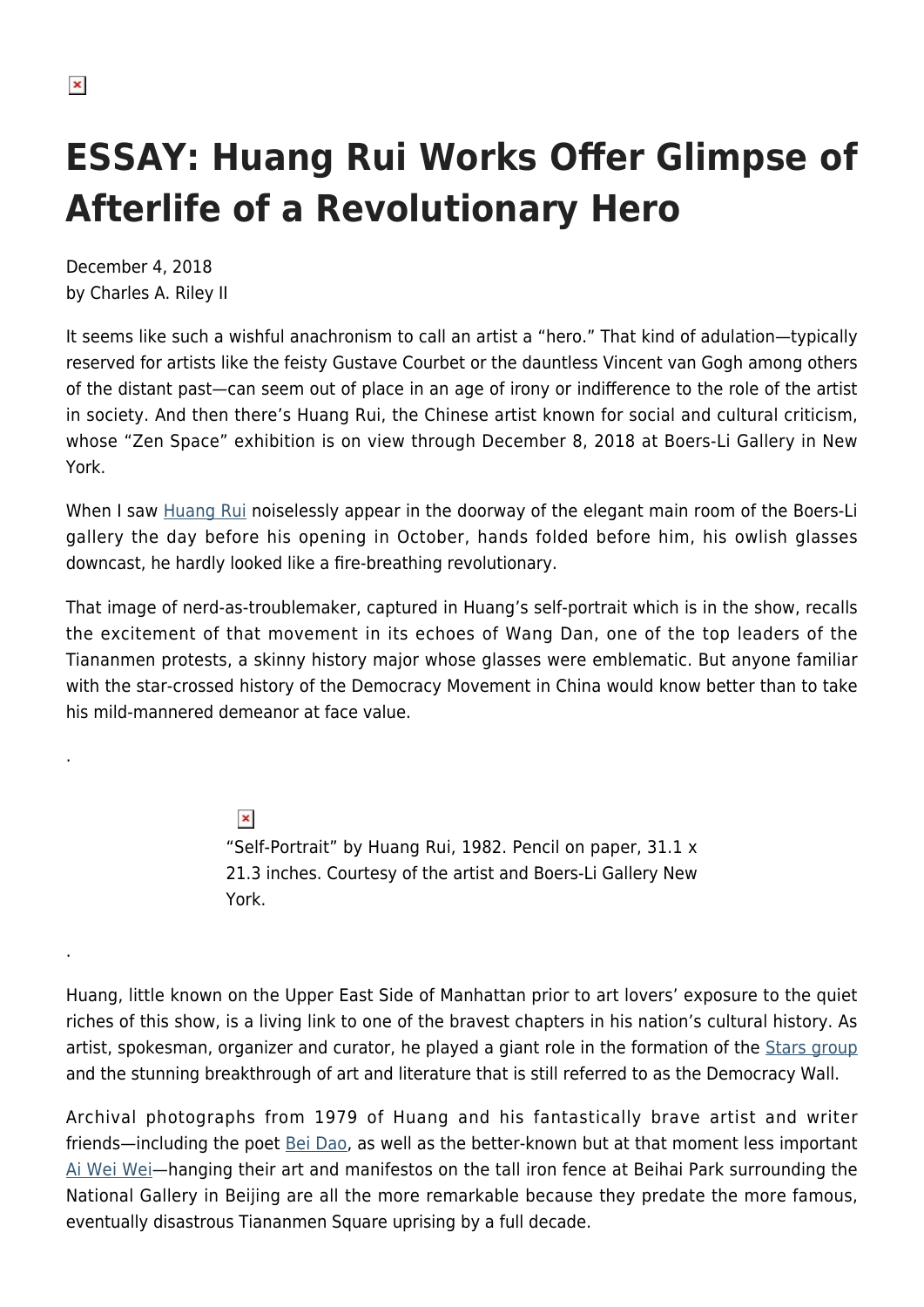# ESSAY: Huang Rui Works Offer Glimpse of Afterlife of a Revolutionary Hero

December 4, 2018
by Charles A. Riley II

It seems like such a wishful anachronism to call an artist a "hero." That kind of adulation—typically reserved for artists like the feisty Gustave Courbet or the dauntless Vincent van Gogh among others of the distant past—can seem out of place in an age of irony or indifference to the role of the artist in society. And then there's Huang Rui, the Chinese artist known for social and cultural criticism, whose "Zen Space" exhibition is on view through December 8, 2018 at Boers-Li Gallery in New York.

When I saw Huang Rui noiselessly appear in the doorway of the elegant main room of the Boers-Li gallery the day before his opening in October, hands folded before him, his owlish glasses downcast, he hardly looked like a fire-breathing revolutionary.

That image of nerd-as-troublemaker, captured in Huang's self-portrait which is in the show, recalls the excitement of that movement in its echoes of Wang Dan, one of the top leaders of the Tiananmen protests, a skinny history major whose glasses were emblematic. But anyone familiar with the star-crossed history of the Democracy Movement in China would know better than to take his mild-mannered demeanor at face value.

"Self-Portrait" by Huang Rui, 1982. Pencil on paper, 31.1 x 21.3 inches. Courtesy of the artist and Boers-Li Gallery New York.

Huang, little known on the Upper East Side of Manhattan prior to art lovers' exposure to the quiet riches of this show, is a living link to one of the bravest chapters in his nation's cultural history. As artist, spokesman, organizer and curator, he played a giant role in the formation of the Stars group and the stunning breakthrough of art and literature that is still referred to as the Democracy Wall.

Archival photographs from 1979 of Huang and his fantastically brave artist and writer friends—including the poet Bei Dao, as well as the better-known but at that moment less important Ai Wei Wei—hanging their art and manifestos on the tall iron fence at Beihai Park surrounding the National Gallery in Beijing are all the more remarkable because they predate the more famous, eventually disastrous Tiananmen Square uprising by a full decade.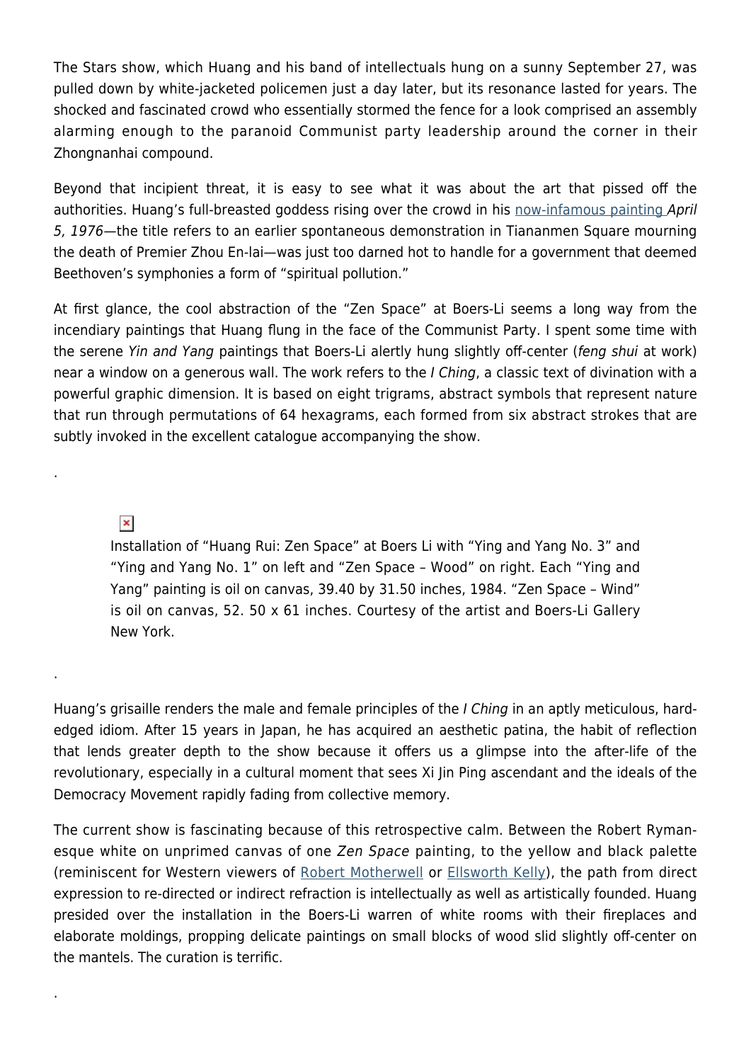The Stars show, which Huang and his band of intellectuals hung on a sunny September 27, was pulled down by white-jacketed policemen just a day later, but its resonance lasted for years. The shocked and fascinated crowd who essentially stormed the fence for a look comprised an assembly alarming enough to the paranoid Communist party leadership around the corner in their Zhongnanhai compound.

Beyond that incipient threat, it is easy to see what it was about the art that pissed off the authorities. Huang's full-breasted goddess rising over the crowd in his now-infamous painting *April 5, 1976*—the title refers to an earlier spontaneous demonstration in Tiananmen Square mourning the death of Premier Zhou En-lai—was just too darned hot to handle for a government that deemed Beethoven's symphonies a form of "spiritual pollution."

At first glance, the cool abstraction of the "Zen Space" at Boers-Li seems a long way from the incendiary paintings that Huang flung in the face of the Communist Party. I spent some time with the serene *Yin and Yang* paintings that Boers-Li alertly hung slightly off-center (*feng shui* at work) near a window on a generous wall. The work refers to the *I Ching*, a classic text of divination with a powerful graphic dimension. It is based on eight trigrams, abstract symbols that represent nature that run through permutations of 64 hexagrams, each formed from six abstract strokes that are subtly invoked in the excellent catalogue accompanying the show.

.

Installation of "Huang Rui: Zen Space" at Boers Li with "Ying and Yang No. 3" and "Ying and Yang No. 1" on left and "Zen Space – Wood" on right. Each "Ying and Yang" painting is oil on canvas, 39.40 by 31.50 inches, 1984. "Zen Space – Wind" is oil on canvas, 52. 50 x 61 inches. Courtesy of the artist and Boers-Li Gallery New York.

.

Huang's grisaille renders the male and female principles of the *I Ching* in an aptly meticulous, hard-edged idiom. After 15 years in Japan, he has acquired an aesthetic patina, the habit of reflection that lends greater depth to the show because it offers us a glimpse into the after-life of the revolutionary, especially in a cultural moment that sees Xi Jin Ping ascendant and the ideals of the Democracy Movement rapidly fading from collective memory.

The current show is fascinating because of this retrospective calm. Between the Robert Ryman-esque white on unprimed canvas of one *Zen Space* painting, to the yellow and black palette (reminiscent for Western viewers of Robert Motherwell or Ellsworth Kelly), the path from direct expression to re-directed or indirect refraction is intellectually as well as artistically founded. Huang presided over the installation in the Boers-Li warren of white rooms with their fireplaces and elaborate moldings, propping delicate paintings on small blocks of wood slid slightly off-center on the mantels. The curation is terrific.

.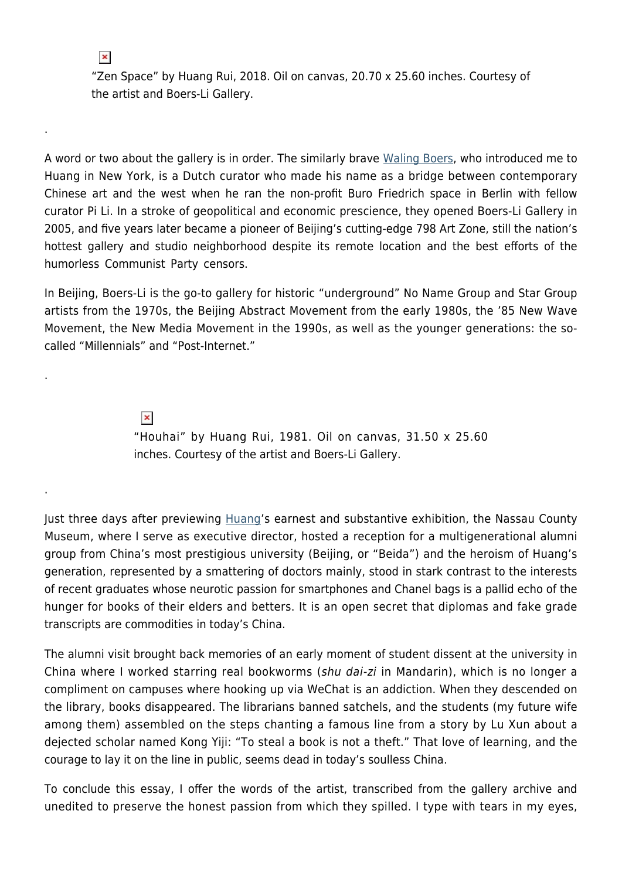“Zen Space” by Huang Rui, 2018. Oil on canvas, 20.70 x 25.60 inches. Courtesy of the artist and Boers-Li Gallery.

.

A word or two about the gallery is in order. The similarly brave Waling Boers, who introduced me to Huang in New York, is a Dutch curator who made his name as a bridge between contemporary Chinese art and the west when he ran the non-profit Buro Friedrich space in Berlin with fellow curator Pi Li. In a stroke of geopolitical and economic prescience, they opened Boers-Li Gallery in 2005, and five years later became a pioneer of Beijing’s cutting-edge 798 Art Zone, still the nation’s hottest gallery and studio neighborhood despite its remote location and the best efforts of the humorless Communist Party censors.

In Beijing, Boers-Li is the go-to gallery for historic “underground” No Name Group and Star Group artists from the 1970s, the Beijing Abstract Movement from the early 1980s, the ’85 New Wave Movement, the New Media Movement in the 1990s, as well as the younger generations: the so-called “Millennials” and “Post-Internet.”

.

“Houhai” by Huang Rui, 1981. Oil on canvas, 31.50 x 25.60 inches. Courtesy of the artist and Boers-Li Gallery.

.

Just three days after previewing Huang’s earnest and substantive exhibition, the Nassau County Museum, where I serve as executive director, hosted a reception for a multigenerational alumni group from China’s most prestigious university (Beijing, or “Beida”) and the heroism of Huang’s generation, represented by a smattering of doctors mainly, stood in stark contrast to the interests of recent graduates whose neurotic passion for smartphones and Chanel bags is a pallid echo of the hunger for books of their elders and betters. It is an open secret that diplomas and fake grade transcripts are commodities in today’s China.

The alumni visit brought back memories of an early moment of student dissent at the university in China where I worked starring real bookworms (*shu dai-zi* in Mandarin), which is no longer a compliment on campuses where hooking up via WeChat is an addiction. When they descended on the library, books disappeared. The librarians banned satchels, and the students (my future wife among them) assembled on the steps chanting a famous line from a story by Lu Xun about a dejected scholar named Kong Yiji: “To steal a book is not a theft.” That love of learning, and the courage to lay it on the line in public, seems dead in today’s soulless China.

To conclude this essay, I offer the words of the artist, transcribed from the gallery archive and unedited to preserve the honest passion from which they spilled. I type with tears in my eyes,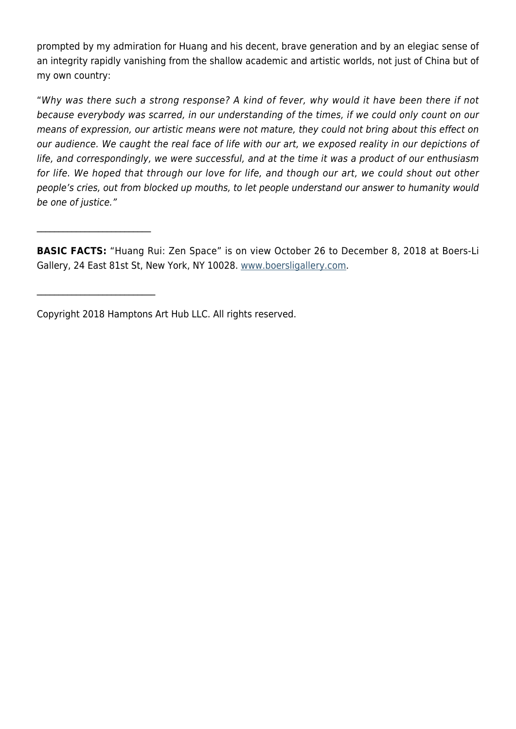prompted by my admiration for Huang and his decent, brave generation and by an elegiac sense of an integrity rapidly vanishing from the shallow academic and artistic worlds, not just of China but of my own country:

"*Why was there such a strong response? A kind of fever, why would it have been there if not because everybody was scarred, in our understanding of the times, if we could only count on our means of expression, our artistic means were not mature, they could not bring about this effect on our audience. We caught the real face of life with our art, we exposed reality in our depictions of life, and correspondingly, we were successful, and at the time it was a product of our enthusiasm for life. We hoped that through our love for life, and though our art, we could shout out other people's cries, out from blocked up mouths, to let people understand our answer to humanity would be one of justice.*"

\_\_\_\_\_\_\_\_\_\_\_\_\_\_\_\_\_\_\_\_\_\_\_\_\_

**BASIC FACTS:** "Huang Rui: Zen Space" is on view October 26 to December 8, 2018 at Boers-Li Gallery, 24 East 81st St, New York, NY 10028. [www.boersligallery.com](http://www.boersligallery.com).

\_\_\_\_\_\_\_\_\_\_\_\_\_\_\_\_\_\_\_\_\_\_\_\_\_

Copyright 2018 Hamptons Art Hub LLC. All rights reserved.